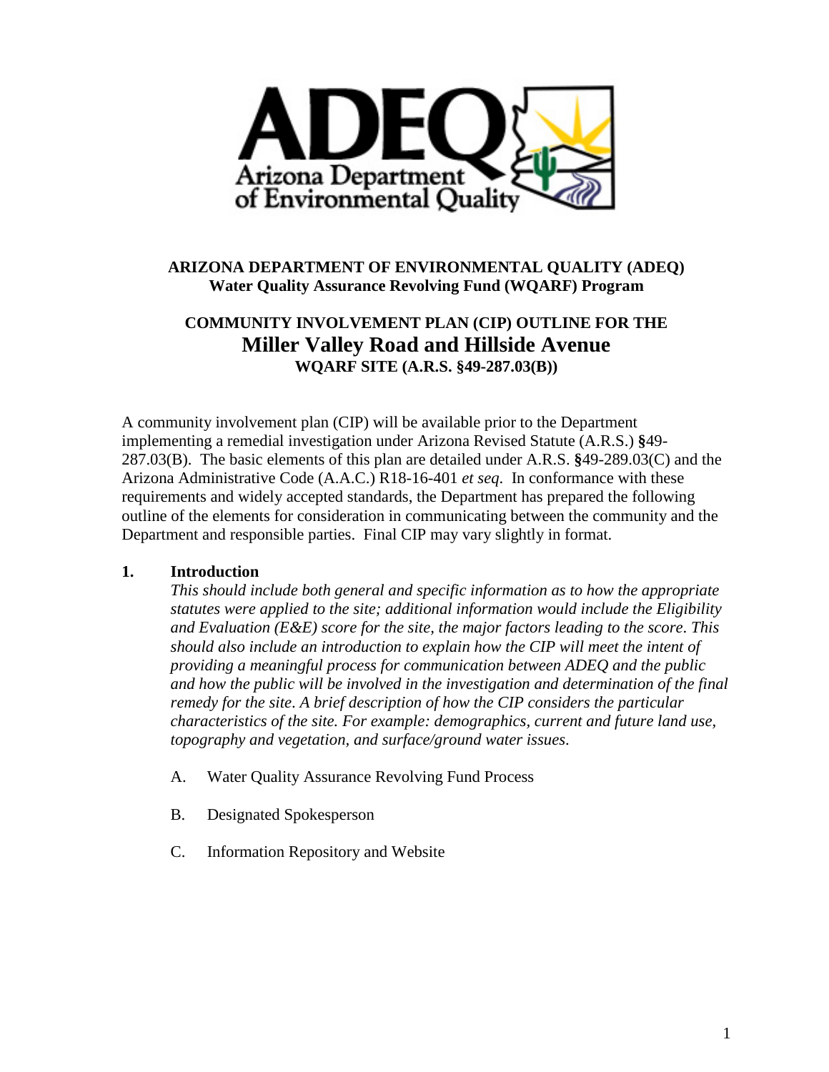**ARIZONA DEPARTMENT OF ENVIRONMENTAL QUALITY (ADEQ)**
**Water Quality Assurance Revolving Fund (WQARF) Program**

# COMMUNITY INVOLVEMENT PLAN (CIP) OUTLINE FOR THE Miller Valley Road and Hillside Avenue WQARF SITE (A.R.S. §49-287.03(B))

A community involvement plan (CIP) will be available prior to the Department implementing a remedial investigation under Arizona Revised Statute (A.R.S.) **§**49-287.03(B). The basic elements of this plan are detailed under A.R.S. **§**49-289.03(C) and the Arizona Administrative Code (A.A.C.) R18-16-401 *et seq.* In conformance with these requirements and widely accepted standards, the Department has prepared the following outline of the elements for consideration in communicating between the community and the Department and responsible parties. Final CIP may vary slightly in format.

## 1. Introduction

*This should include both general and specific information as to how the appropriate statutes were applied to the site; additional information would include the Eligibility and Evaluation (E&E) score for the site, the major factors leading to the score. This should also include an introduction to explain how the CIP will meet the intent of providing a meaningful process for communication between ADEQ and the public and how the public will be involved in the investigation and determination of the final remedy for the site. A brief description of how the CIP considers the particular characteristics of the site. For example: demographics, current and future land use, topography and vegetation, and surface/ground water issues.*

A. Water Quality Assurance Revolving Fund Process

B. Designated Spokesperson

C. Information Repository and Website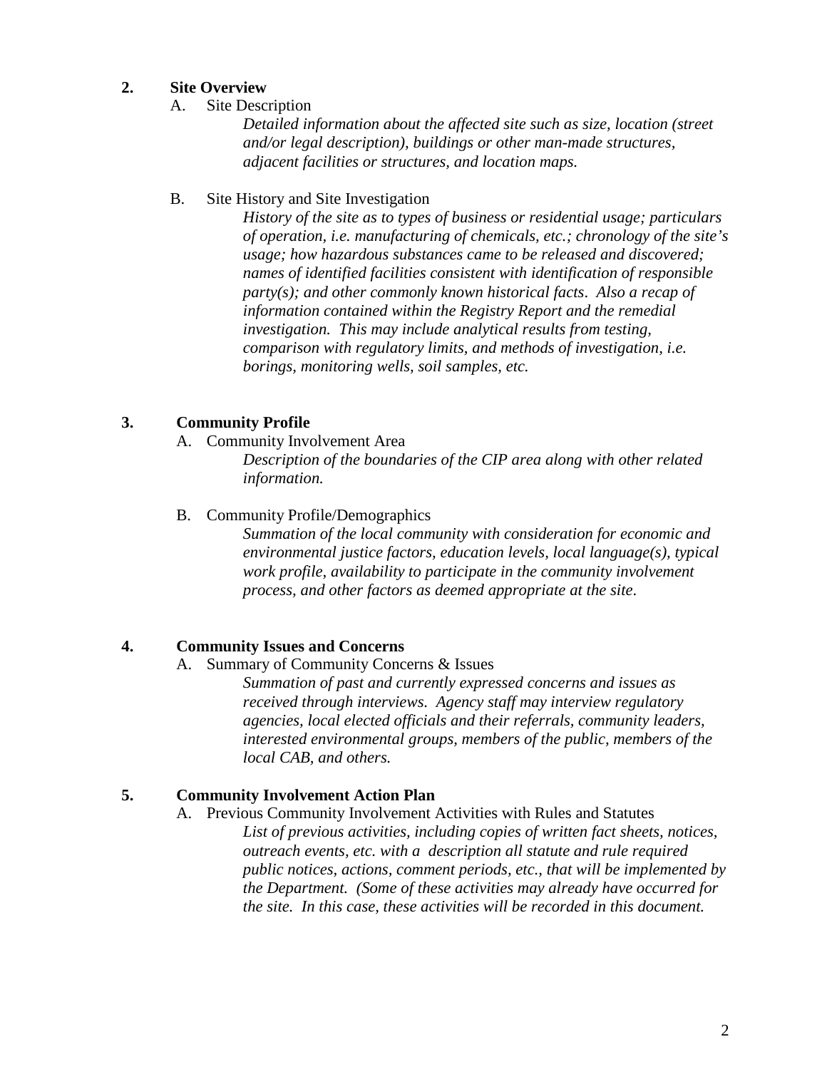## 2. Site Overview

A. Site Description

*Detailed information about the affected site such as size, location (street and/or legal description), buildings or other man-made structures, adjacent facilities or structures, and location maps.*

B. Site History and Site Investigation

*History of the site as to types of business or residential usage; particulars of operation, i.e. manufacturing of chemicals, etc.; chronology of the site's usage; how hazardous substances came to be released and discovered; names of identified facilities consistent with identification of responsible party(s); and other commonly known historical facts. Also a recap of information contained within the Registry Report and the remedial investigation. This may include analytical results from testing, comparison with regulatory limits, and methods of investigation, i.e. borings, monitoring wells, soil samples, etc.*

## 3. Community Profile

A. Community Involvement Area

*Description of the boundaries of the CIP area along with other related information.*

B. Community Profile/Demographics

*Summation of the local community with consideration for economic and environmental justice factors, education levels, local language(s), typical work profile, availability to participate in the community involvement process, and other factors as deemed appropriate at the site.*

## 4. Community Issues and Concerns

A. Summary of Community Concerns & Issues

*Summation of past and currently expressed concerns and issues as received through interviews. Agency staff may interview regulatory agencies, local elected officials and their referrals, community leaders, interested environmental groups, members of the public, members of the local CAB, and others.*

## 5. Community Involvement Action Plan

A. Previous Community Involvement Activities with Rules and Statutes

*List of previous activities, including copies of written fact sheets, notices, outreach events, etc. with a description all statute and rule required public notices, actions, comment periods, etc., that will be implemented by the Department. (Some of these activities may already have occurred for the site. In this case, these activities will be recorded in this document.*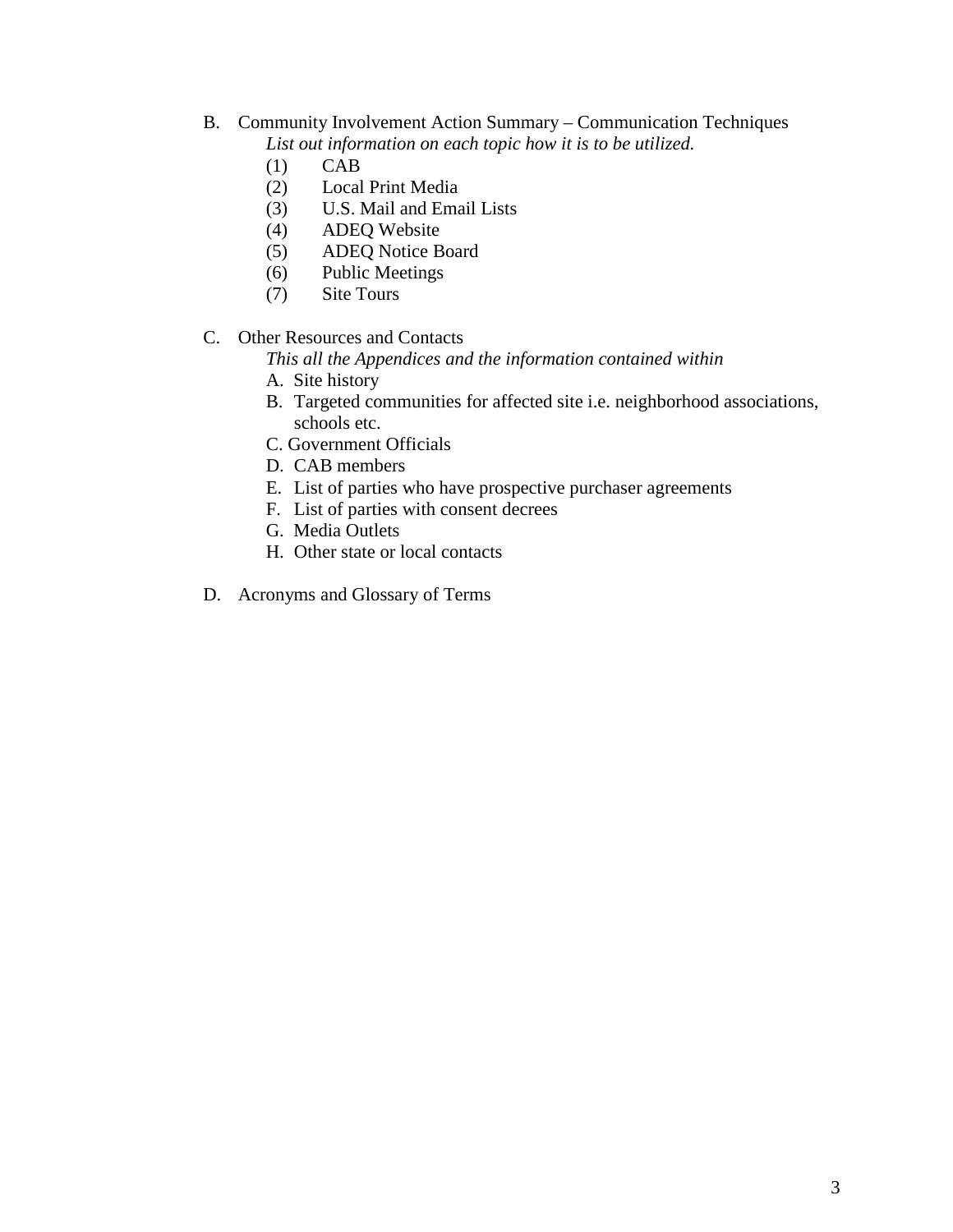B. Community Involvement Action Summary – Communication Techniques

   *List out information on each topic how it is to be utilized.*

   (1) CAB
   (2) Local Print Media
   (3) U.S. Mail and Email Lists
   (4) ADEQ Website
   (5) ADEQ Notice Board
   (6) Public Meetings
   (7) Site Tours

C. Other Resources and Contacts

   *This all the Appendices and the information contained within*

   A. Site history
   B. Targeted communities for affected site i.e. neighborhood associations, schools etc.
   C. Government Officials
   D. CAB members
   E. List of parties who have prospective purchaser agreements
   F. List of parties with consent decrees
   G. Media Outlets
   H. Other state or local contacts

D. Acronyms and Glossary of Terms